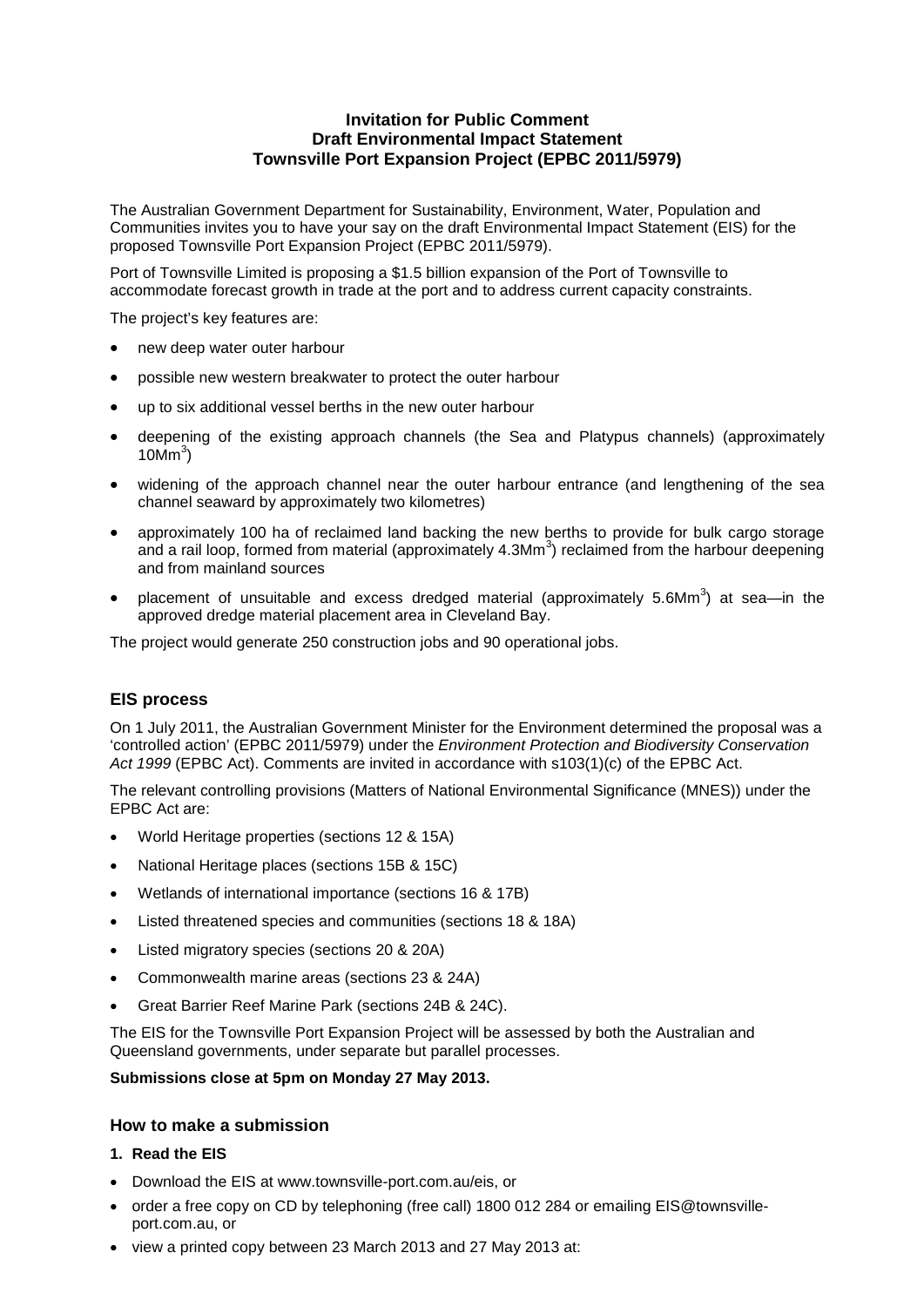**Invitation for Public Comment**
**Draft Environmental Impact Statement**
**Townsville Port Expansion Project (EPBC 2011/5979)**

The Australian Government Department for Sustainability, Environment, Water, Population and Communities invites you to have your say on the draft Environmental Impact Statement (EIS) for the proposed Townsville Port Expansion Project (EPBC 2011/5979).

Port of Townsville Limited is proposing a $1.5 billion expansion of the Port of Townsville to accommodate forecast growth in trade at the port and to address current capacity constraints.

The project's key features are:

- new deep water outer harbour
- possible new western breakwater to protect the outer harbour
- up to six additional vessel berths in the new outer harbour
- deepening of the existing approach channels (the Sea and Platypus channels) (approximately $10Mm^3$)
- widening of the approach channel near the outer harbour entrance (and lengthening of the sea channel seaward by approximately two kilometres)
- approximately 100 ha of reclaimed land backing the new berths to provide for bulk cargo storage and a rail loop, formed from material (approximately $4.3Mm^3$) reclaimed from the harbour deepening and from mainland sources
- placement of unsuitable and excess dredged material (approximately $5.6Mm^3$) at sea—in the approved dredge material placement area in Cleveland Bay.

The project would generate 250 construction jobs and 90 operational jobs.

## EIS process

On 1 July 2011, the Australian Government Minister for the Environment determined the proposal was a 'controlled action' (EPBC 2011/5979) under the *Environment Protection and Biodiversity Conservation Act 1999* (EPBC Act). Comments are invited in accordance with s103(1)(c) of the EPBC Act.

The relevant controlling provisions (Matters of National Environmental Significance (MNES)) under the EPBC Act are:

- World Heritage properties (sections 12 & 15A)
- National Heritage places (sections 15B & 15C)
- Wetlands of international importance (sections 16 & 17B)
- Listed threatened species and communities (sections 18 & 18A)
- Listed migratory species (sections 20 & 20A)
- Commonwealth marine areas (sections 23 & 24A)
- Great Barrier Reef Marine Park (sections 24B & 24C).

The EIS for the Townsville Port Expansion Project will be assessed by both the Australian and Queensland governments, under separate but parallel processes.

**Submissions close at 5pm on Monday 27 May 2013.**

## How to make a submission

**1. Read the EIS**

- Download the EIS at www.townsville-port.com.au/eis, or
- order a free copy on CD by telephoning (free call) 1800 012 284 or emailing EIS@townsville-port.com.au, or
- view a printed copy between 23 March 2013 and 27 May 2013 at: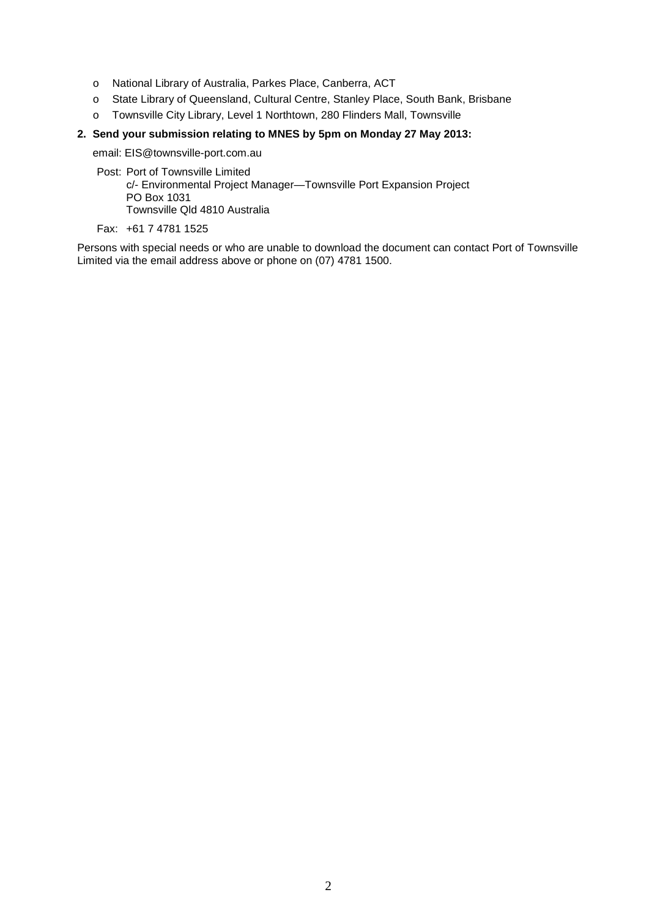- National Library of Australia, Parkes Place, Canberra, ACT
- State Library of Queensland, Cultural Centre, Stanley Place, South Bank, Brisbane
- Townsville City Library, Level 1 Northtown, 280 Flinders Mall, Townsville

**2. Send your submission relating to MNES by 5pm on Monday 27 May 2013:**

email: EIS@townsville-port.com.au

Post: Port of Townsville Limited
c/- Environmental Project Manager—Townsville Port Expansion Project
PO Box 1031
Townsville Qld 4810 Australia

Fax: +61 7 4781 1525

Persons with special needs or who are unable to download the document can contact Port of Townsville Limited via the email address above or phone on (07) 4781 1500.